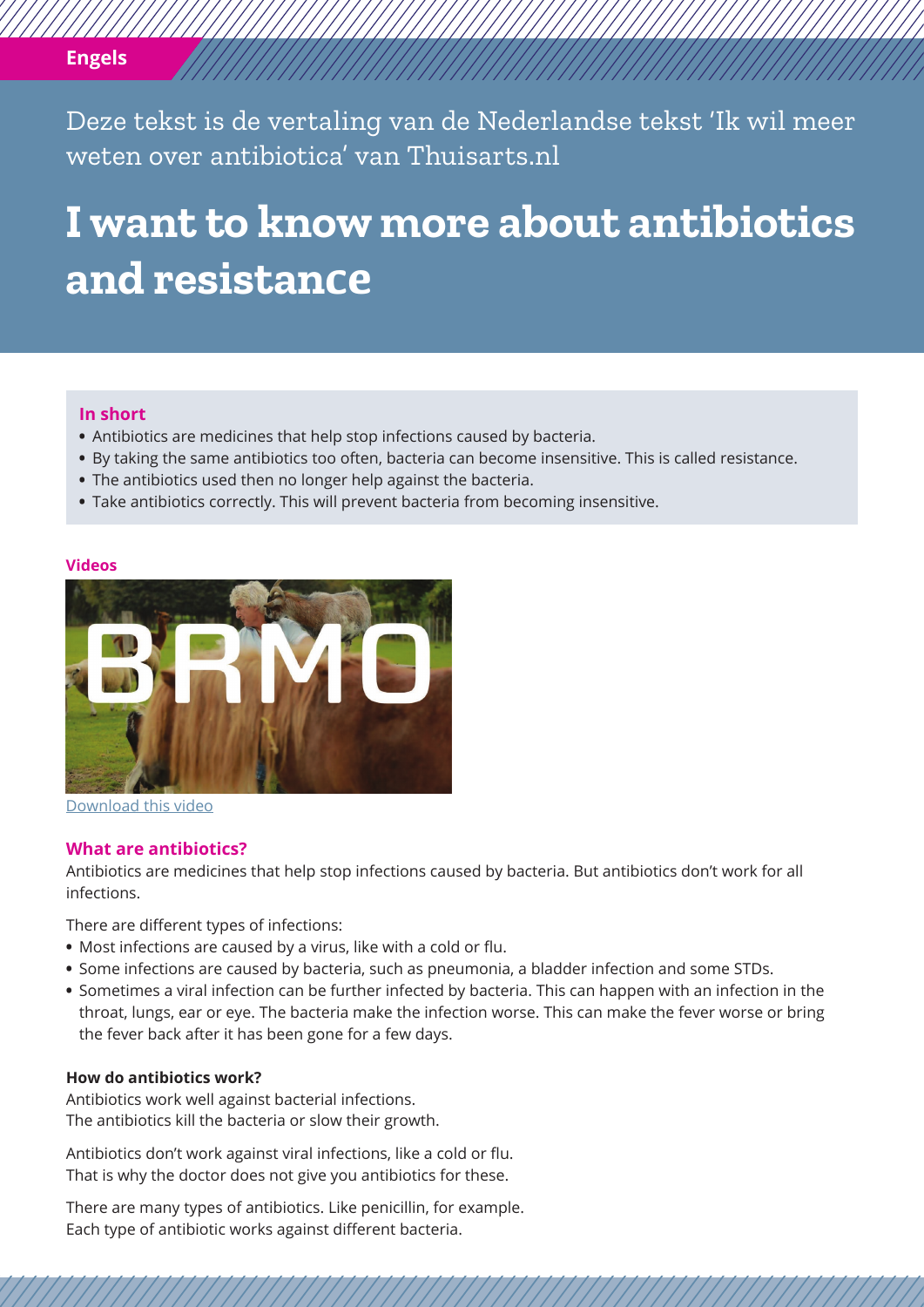Engels

Deze tekst is de vertaling van de Nederlandse tekst 'Ik wil meer weten over antibiotica' van Thuisarts.nl

# I want to know more about antibiotics and resistance

## In short

- Antibiotics are medicines that help stop infections caused by bacteria.
- By taking the same antibiotics too often, bacteria can become insensitive. This is called resistance.
- The antibiotics used then no longer help against the bacteria.
- Take antibiotics correctly. This will prevent bacteria from becoming insensitive.

### Videos

Download this video

## What are antibiotics?

Antibiotics are medicines that help stop infections caused by bacteria. But antibiotics don't work for all infections.

There are different types of infections:

- Most infections are caused by a virus, like with a cold or flu.
- Some infections are caused by bacteria, such as pneumonia, a bladder infection and some STDs.
- Sometimes a viral infection can be further infected by bacteria. This can happen with an infection in the throat, lungs, ear or eye. The bacteria make the infection worse. This can make the fever worse or bring the fever back after it has been gone for a few days.

### How do antibiotics work?

Antibiotics work well against bacterial infections.
The antibiotics kill the bacteria or slow their growth.

Antibiotics don't work against viral infections, like a cold or flu.
That is why the doctor does not give you antibiotics for these.

There are many types of antibiotics. Like penicillin, for example.
Each type of antibiotic works against different bacteria.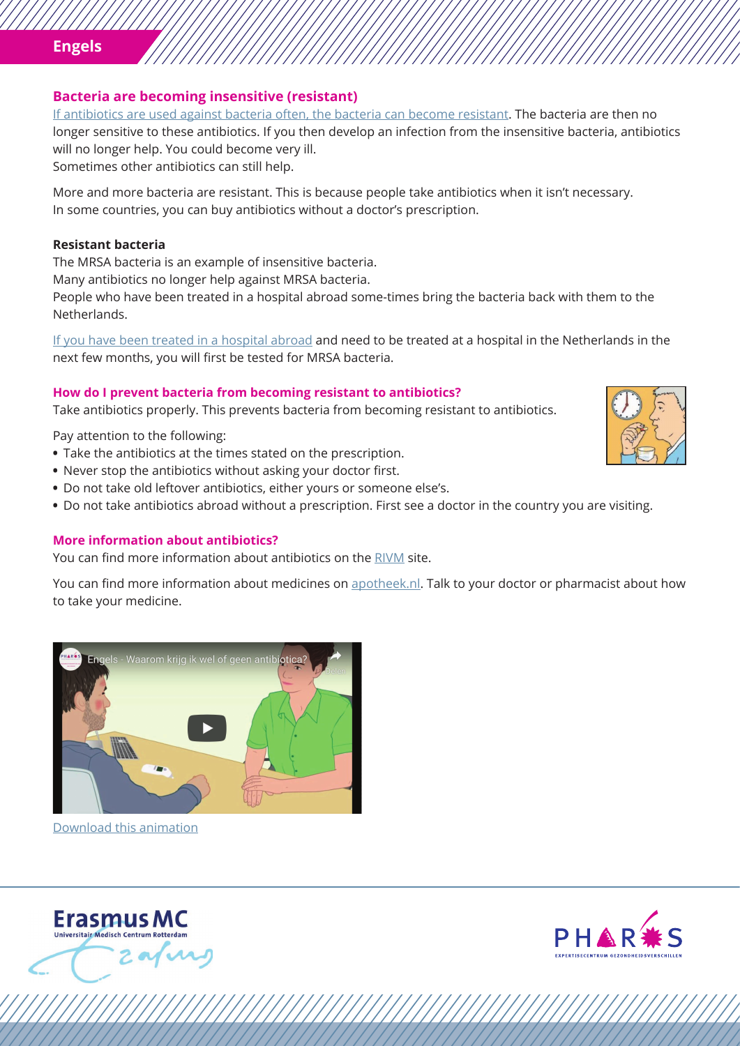## Bacteria are becoming insensitive (resistant)

If antibiotics are used against bacteria often, the bacteria can become resistant. The bacteria are then no longer sensitive to these antibiotics. If you then develop an infection from the insensitive bacteria, antibiotics will no longer help. You could become very ill.
Sometimes other antibiotics can still help.

More and more bacteria are resistant. This is because people take antibiotics when it isn't necessary. In some countries, you can buy antibiotics without a doctor's prescription.

### Resistant bacteria

The MRSA bacteria is an example of insensitive bacteria.
Many antibiotics no longer help against MRSA bacteria.
People who have been treated in a hospital abroad some-times bring the bacteria back with them to the Netherlands.

If you have been treated in a hospital abroad and need to be treated at a hospital in the Netherlands in the next few months, you will first be tested for MRSA bacteria.

## How do I prevent bacteria from becoming resistant to antibiotics?

Take antibiotics properly. This prevents bacteria from becoming resistant to antibiotics.

Pay attention to the following:

- Take the antibiotics at the times stated on the prescription.
- Never stop the antibiotics without asking your doctor first.
- Do not take old leftover antibiotics, either yours or someone else's.
- Do not take antibiotics abroad without a prescription. First see a doctor in the country you are visiting.

## More information about antibiotics?

You can find more information about antibiotics on the RIVM site.

You can find more information about medicines on apotheek.nl. Talk to your doctor or pharmacist about how to take your medicine.

Engels - Waarom krijg ik wel of geen antibiotica?

Download this animation